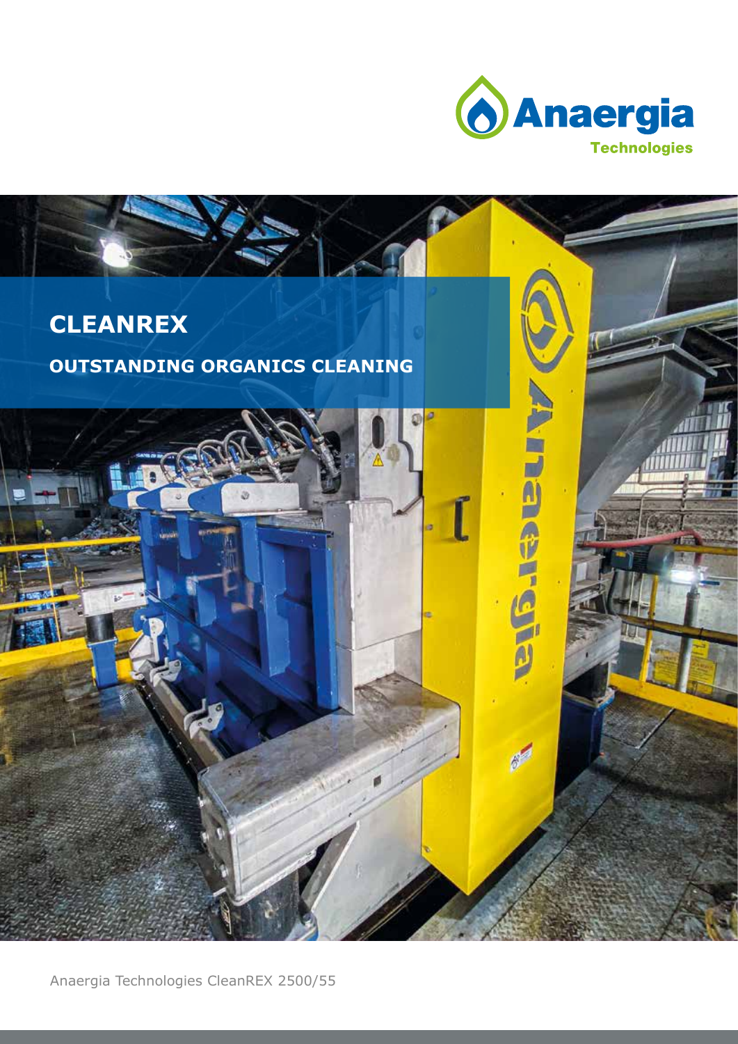Anaergia Technologies

# CLEANREX

## OUTSTANDING ORGANICS CLEANING

Anaergia Technologies CleanREX 2500/55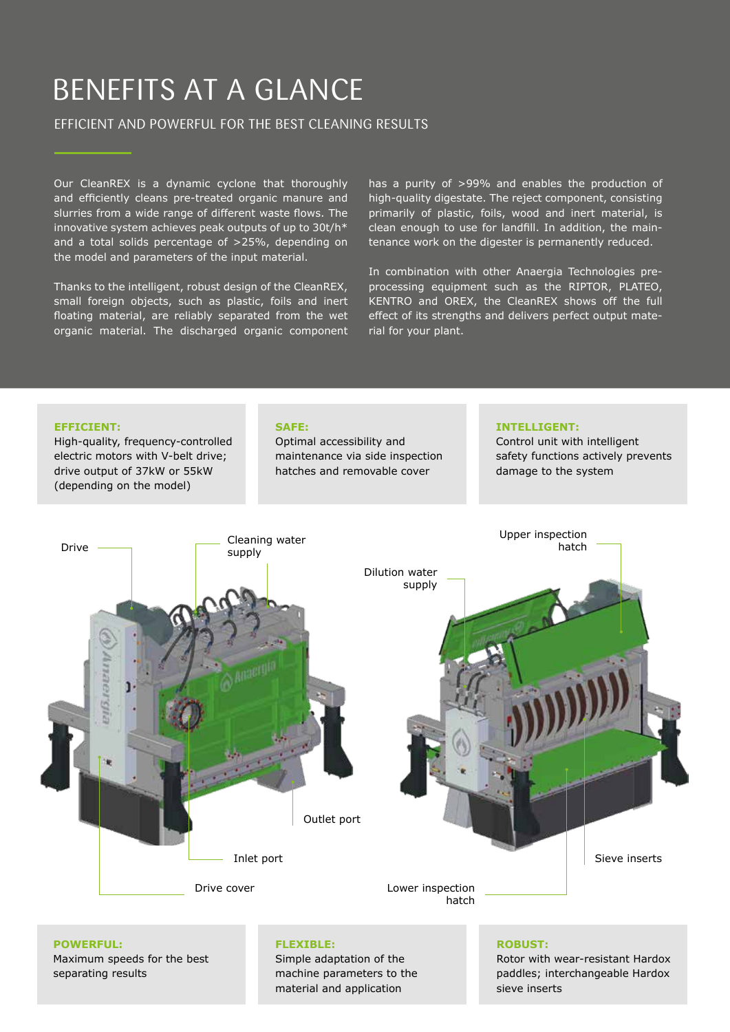# BENEFITS AT A GLANCE

## EFFICIENT AND POWERFUL FOR THE BEST CLEANING RESULTS

Our CleanREX is a dynamic cyclone that thoroughly and efficiently cleans pre-treated organic manure and slurries from a wide range of different waste flows. The innovative system achieves peak outputs of up to 30t/h* and a total solids percentage of >25%, depending on the model and parameters of the input material.

Thanks to the intelligent, robust design of the CleanREX, small foreign objects, such as plastic, foils and inert floating material, are reliably separated from the wet organic material. The discharged organic component has a purity of >99% and enables the production of high-quality digestate. The reject component, consisting primarily of plastic, foils, wood and inert material, is clean enough to use for landfill. In addition, the maintenance work on the digester is permanently reduced.

In combination with other Anaergia Technologies pre-processing equipment such as the RIPTOR, PLATEO, KENTRO and OREX, the CleanREX shows off the full effect of its strengths and delivers perfect output material for your plant.

**EFFICIENT:**
High-quality, frequency-controlled electric motors with V-belt drive; drive output of 37kW or 55kW (depending on the model)

**SAFE:**
Optimal accessibility and maintenance via side inspection hatches and removable cover

**INTELLIGENT:**
Control unit with intelligent safety functions actively prevents damage to the system

Drive

Cleaning water supply

Upper inspection hatch

Dilution water supply

Outlet port

Inlet port

Drive cover

Sieve inserts

Lower inspection hatch

**POWERFUL:**
Maximum speeds for the best separating results

**FLEXIBLE:**
Simple adaptation of the machine parameters to the material and application

**ROBUST:**
Rotor with wear-resistant Hardox paddles; interchangeable Hardox sieve inserts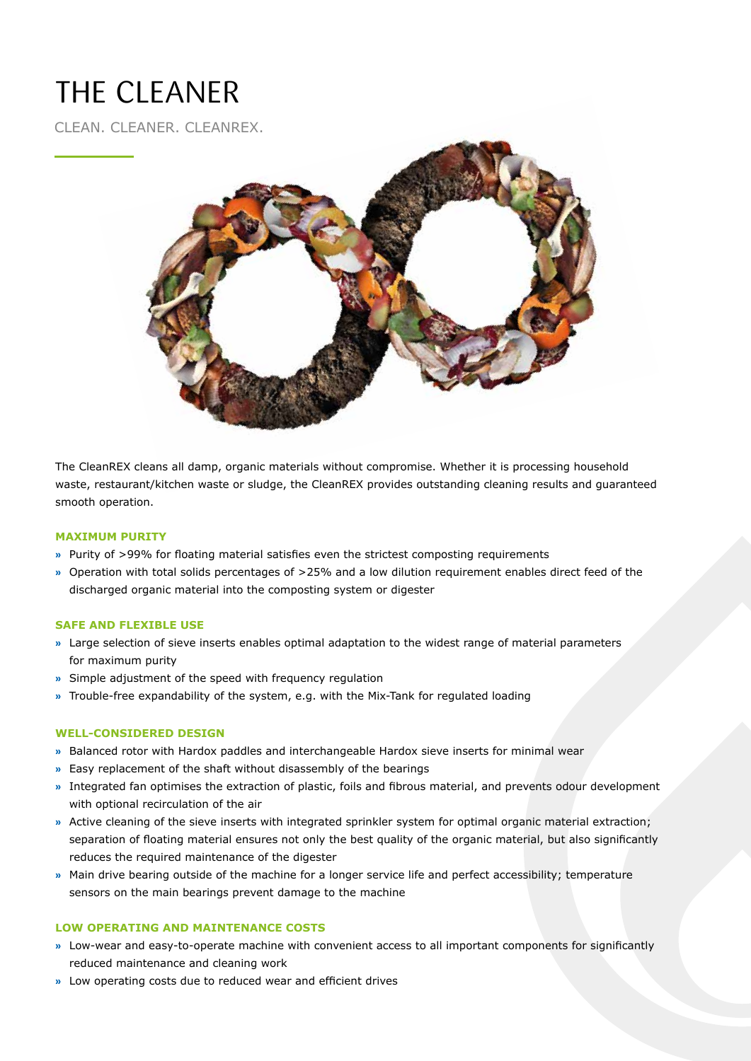# THE CLEANER

CLEAN. CLEANER. CLEANREX.

The CleanREX cleans all damp, organic materials without compromise. Whether it is processing household waste, restaurant/kitchen waste or sludge, the CleanREX provides outstanding cleaning results and guaranteed smooth operation.

### MAXIMUM PURITY

- Purity of >99% for floating material satisfies even the strictest composting requirements
- Operation with total solids percentages of >25% and a low dilution requirement enables direct feed of the discharged organic material into the composting system or digester

### SAFE AND FLEXIBLE USE

- Large selection of sieve inserts enables optimal adaptation to the widest range of material parameters for maximum purity
- Simple adjustment of the speed with frequency regulation
- Trouble-free expandability of the system, e.g. with the Mix-Tank for regulated loading

### WELL-CONSIDERED DESIGN

- Balanced rotor with Hardox paddles and interchangeable Hardox sieve inserts for minimal wear
- Easy replacement of the shaft without disassembly of the bearings
- Integrated fan optimises the extraction of plastic, foils and fibrous material, and prevents odour development with optional recirculation of the air
- Active cleaning of the sieve inserts with integrated sprinkler system for optimal organic material extraction; separation of floating material ensures not only the best quality of the organic material, but also significantly reduces the required maintenance of the digester
- Main drive bearing outside of the machine for a longer service life and perfect accessibility; temperature sensors on the main bearings prevent damage to the machine

### LOW OPERATING AND MAINTENANCE COSTS

- Low-wear and easy-to-operate machine with convenient access to all important components for significantly reduced maintenance and cleaning work
- Low operating costs due to reduced wear and efficient drives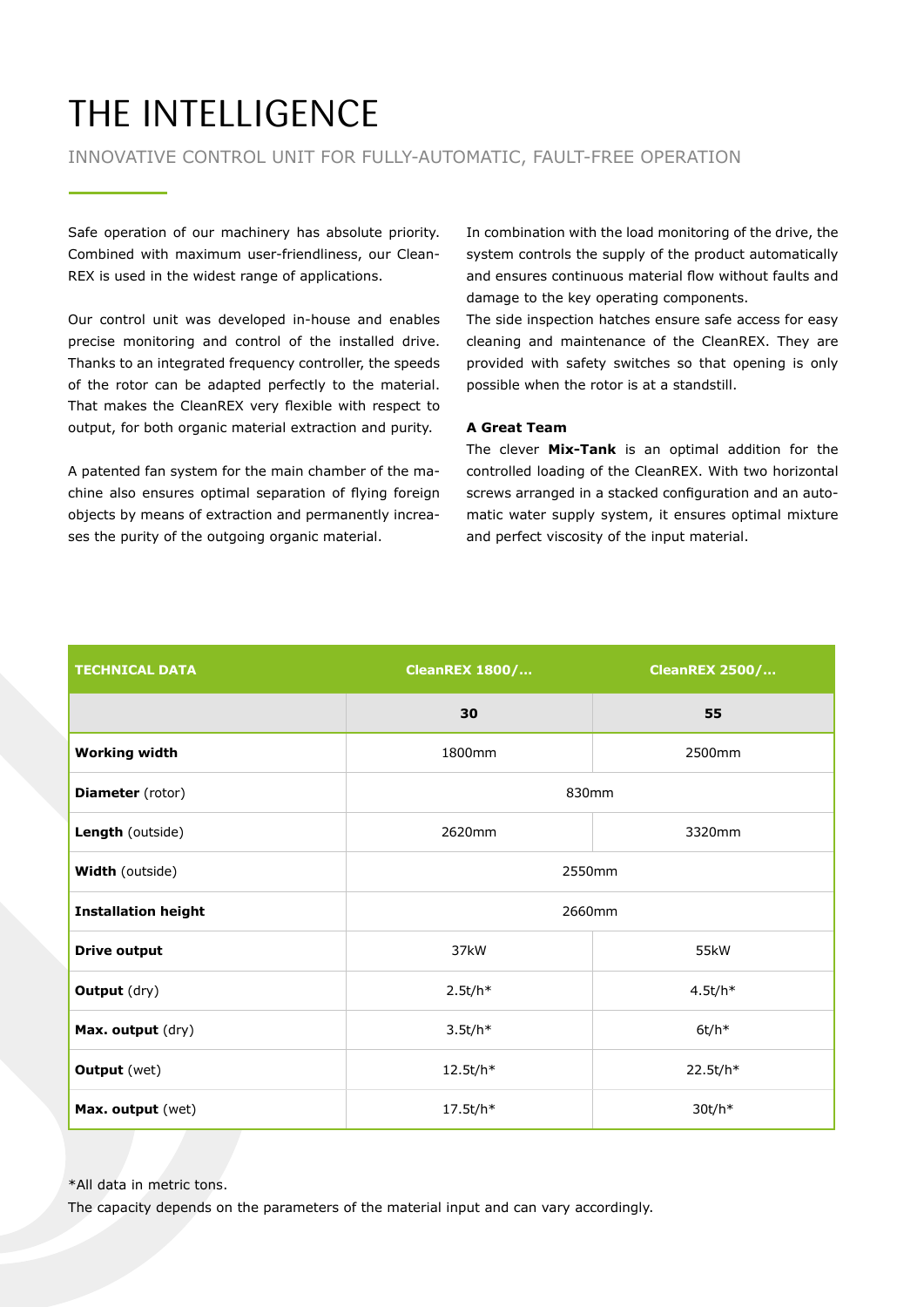# THE INTELLIGENCE

INNOVATIVE CONTROL UNIT FOR FULLY-AUTOMATIC, FAULT-FREE OPERATION

Safe operation of our machinery has absolute priority. Combined with maximum user-friendliness, our CleanREX is used in the widest range of applications.

Our control unit was developed in-house and enables precise monitoring and control of the installed drive. Thanks to an integrated frequency controller, the speeds of the rotor can be adapted perfectly to the material. That makes the CleanREX very flexible with respect to output, for both organic material extraction and purity.

A patented fan system for the main chamber of the machine also ensures optimal separation of flying foreign objects by means of extraction and permanently increases the purity of the outgoing organic material.

In combination with the load monitoring of the drive, the system controls the supply of the product automatically and ensures continuous material flow without faults and damage to the key operating components.
The side inspection hatches ensure safe access for easy cleaning and maintenance of the CleanREX. They are provided with safety switches so that opening is only possible when the rotor is at a standstill.

**A Great Team**

The clever **Mix-Tank** is an optimal addition for the controlled loading of the CleanREX. With two horizontal screws arranged in a stacked configuration and an automatic water supply system, it ensures optimal mixture and perfect viscosity of the input material.

| TECHNICAL DATA | CleanREX 1800/... | CleanREX 2500/... |
|---|---|---|
| | 30 | 55 |
| **Working width** | 1800mm | 2500mm |
| **Diameter** (rotor) | 830mm | |
| **Length** (outside) | 2620mm | 3320mm |
| **Width** (outside) | 2550mm | |
| **Installation height** | 2660mm | |
| **Drive output** | 37kW | 55kW |
| **Output** (dry) | 2.5t/h* | 4.5t/h* |
| **Max. output** (dry) | 3.5t/h* | 6t/h* |
| **Output** (wet) | 12.5t/h* | 22.5t/h* |
| **Max. output** (wet) | 17.5t/h* | 30t/h* |

*All data in metric tons.
The capacity depends on the parameters of the material input and can vary accordingly.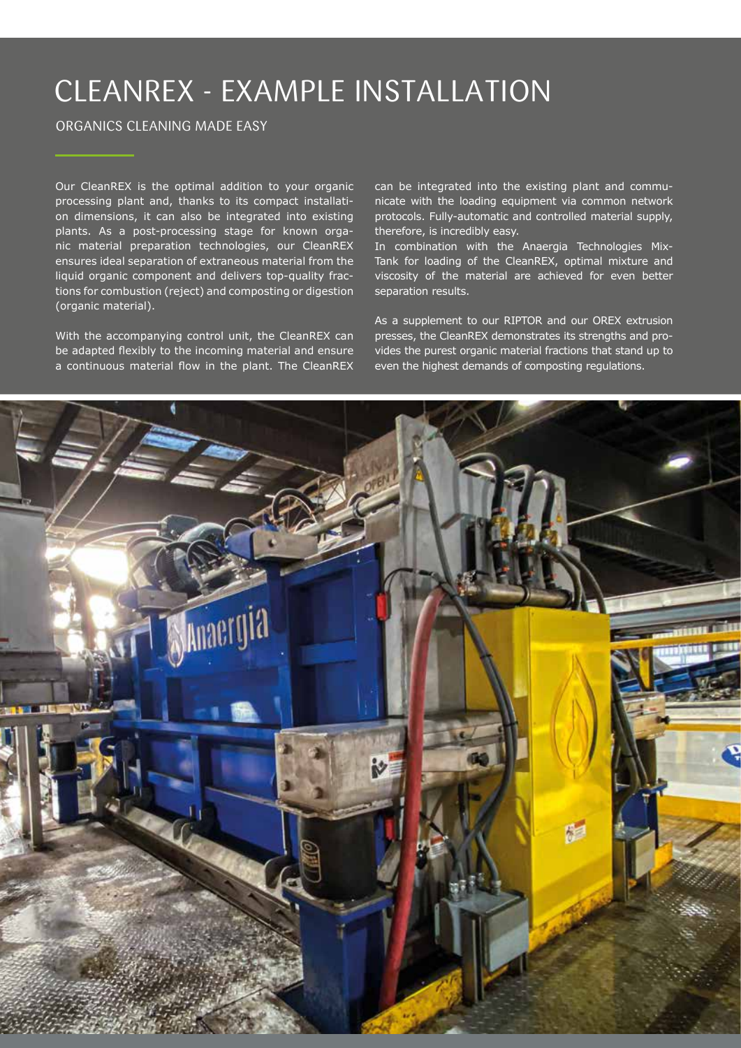# CLEANREX - EXAMPLE INSTALLATION

ORGANICS CLEANING MADE EASY

Our CleanREX is the optimal addition to your organic processing plant and, thanks to its compact installation dimensions, it can also be integrated into existing plants. As a post-processing stage for known organic material preparation technologies, our CleanREX ensures ideal separation of extraneous material from the liquid organic component and delivers top-quality fractions for combustion (reject) and composting or digestion (organic material).

With the accompanying control unit, the CleanREX can be adapted flexibly to the incoming material and ensure a continuous material flow in the plant. The CleanREX can be integrated into the existing plant and communicate with the loading equipment via common network protocols. Fully-automatic and controlled material supply, therefore, is incredibly easy.
In combination with the Anaergia Technologies Mix-Tank for loading of the CleanREX, optimal mixture and viscosity of the material are achieved for even better separation results.

As a supplement to our RIPTOR and our OREX extrusion presses, the CleanREX demonstrates its strengths and provides the purest organic material fractions that stand up to even the highest demands of composting regulations.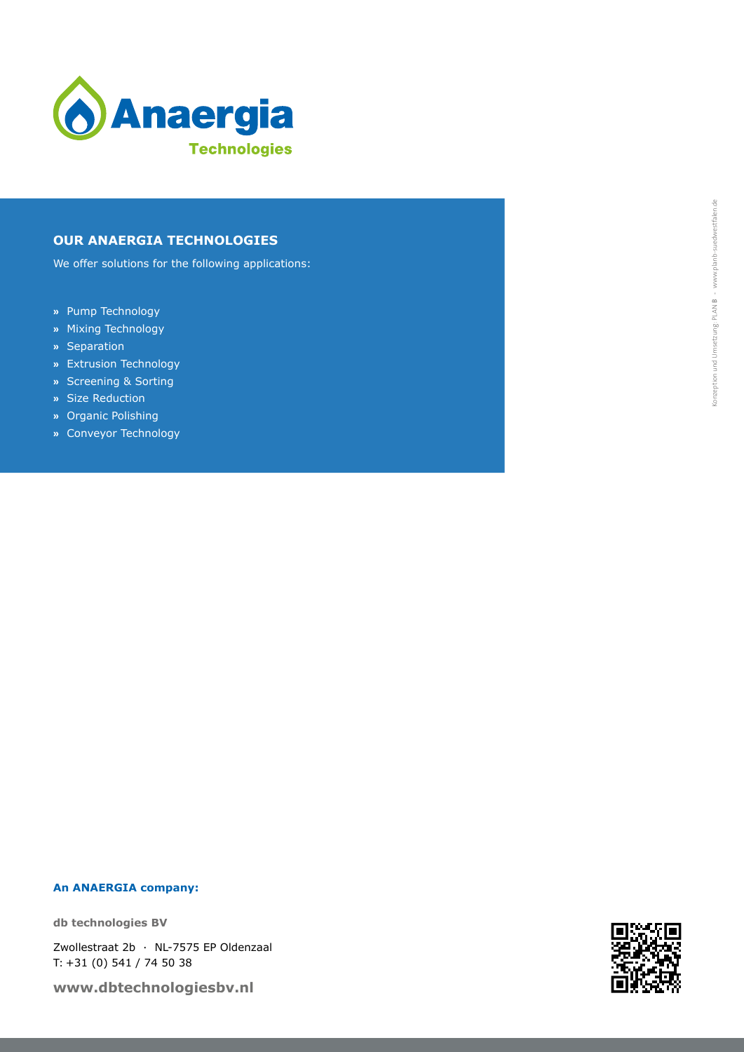Anaergia

Technologies

## OUR ANAERGIA TECHNOLOGIES

We offer solutions for the following applications:

- » Pump Technology
- » Mixing Technology
- » Separation
- » Extrusion Technology
- » Screening & Sorting
- » Size Reduction
- » Organic Polishing
- » Conveyor Technology

Konzeption und Umsetzung: PLAN B - www.planb-suedwestfalen.de

**An ANAERGIA company:**

**db technologies BV**

Zwollestraat 2b · NL-7575 EP Oldenzaal
T: +31 (0) 541 / 74 50 38

**www.dbtechnologiesbv.nl**